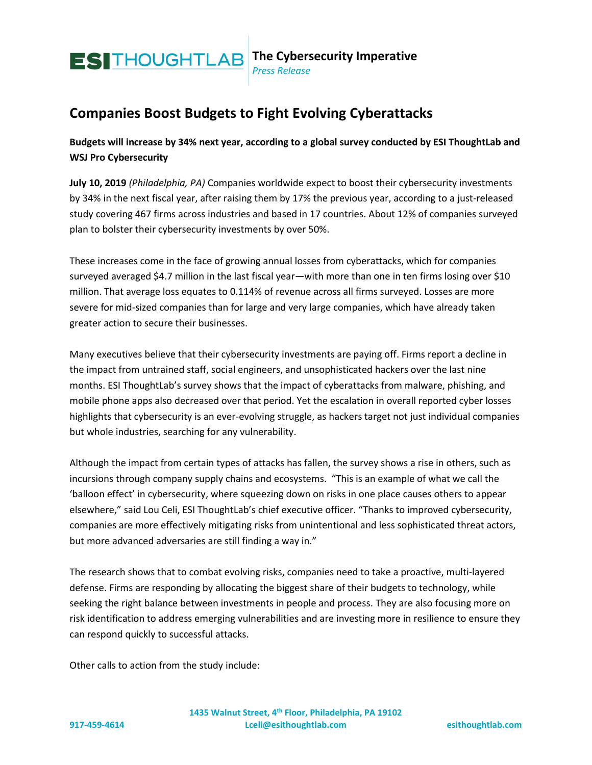**ESI THOUGHTLAB** | **The Cybersecurity Imperative**
*Press Release*

# Companies Boost Budgets to Fight Evolving Cyberattacks

**Budgets will increase by 34% next year, according to a global survey conducted by ESI ThoughtLab and WSJ Pro Cybersecurity**

**July 10, 2019** *(Philadelphia, PA)* Companies worldwide expect to boost their cybersecurity investments by 34% in the next fiscal year, after raising them by 17% the previous year, according to a just-released study covering 467 firms across industries and based in 17 countries. About 12% of companies surveyed plan to bolster their cybersecurity investments by over 50%.

These increases come in the face of growing annual losses from cyberattacks, which for companies surveyed averaged $4.7 million in the last fiscal year—with more than one in ten firms losing over $10 million. That average loss equates to 0.114% of revenue across all firms surveyed. Losses are more severe for mid-sized companies than for large and very large companies, which have already taken greater action to secure their businesses.

Many executives believe that their cybersecurity investments are paying off. Firms report a decline in the impact from untrained staff, social engineers, and unsophisticated hackers over the last nine months. ESI ThoughtLab's survey shows that the impact of cyberattacks from malware, phishing, and mobile phone apps also decreased over that period. Yet the escalation in overall reported cyber losses highlights that cybersecurity is an ever-evolving struggle, as hackers target not just individual companies but whole industries, searching for any vulnerability.

Although the impact from certain types of attacks has fallen, the survey shows a rise in others, such as incursions through company supply chains and ecosystems. "This is an example of what we call the 'balloon effect' in cybersecurity, where squeezing down on risks in one place causes others to appear elsewhere," said Lou Celi, ESI ThoughtLab's chief executive officer. "Thanks to improved cybersecurity, companies are more effectively mitigating risks from unintentional and less sophisticated threat actors, but more advanced adversaries are still finding a way in."

The research shows that to combat evolving risks, companies need to take a proactive, multi-layered defense. Firms are responding by allocating the biggest share of their budgets to technology, while seeking the right balance between investments in people and process. They are also focusing more on risk identification to address emerging vulnerabilities and are investing more in resilience to ensure they can respond quickly to successful attacks.

Other calls to action from the study include:

**1435 Walnut Street, 4th Floor, Philadelphia, PA 19102**
**917-459-4614** | **Lceli@esithoughtlab.com** | **esithoughtlab.com**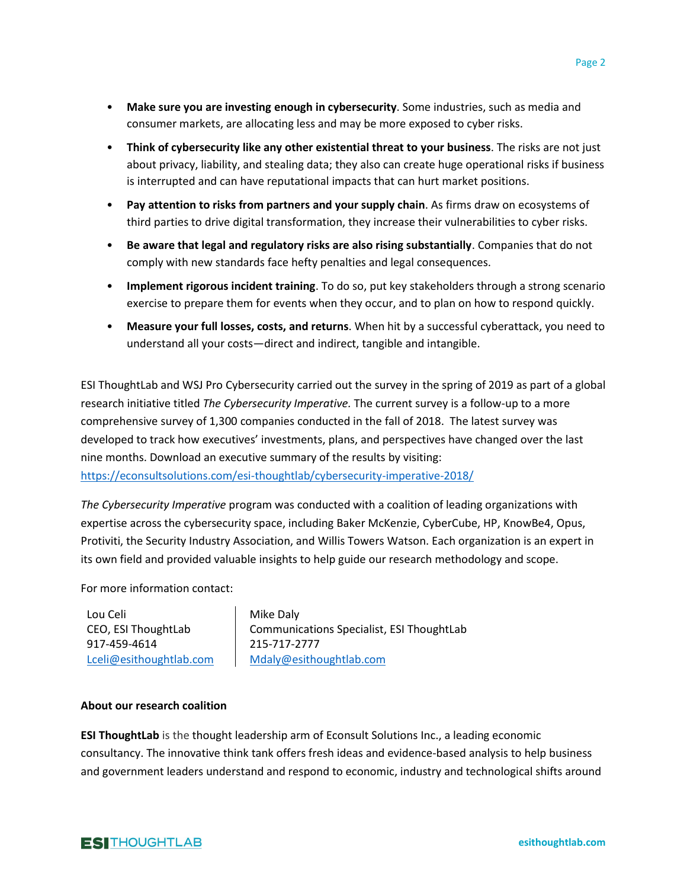- **Make sure you are investing enough in cybersecurity**. Some industries, such as media and consumer markets, are allocating less and may be more exposed to cyber risks.
- **Think of cybersecurity like any other existential threat to your business**. The risks are not just about privacy, liability, and stealing data; they also can create huge operational risks if business is interrupted and can have reputational impacts that can hurt market positions.
- **Pay attention to risks from partners and your supply chain**. As firms draw on ecosystems of third parties to drive digital transformation, they increase their vulnerabilities to cyber risks.
- **Be aware that legal and regulatory risks are also rising substantially**. Companies that do not comply with new standards face hefty penalties and legal consequences.
- **Implement rigorous incident training**. To do so, put key stakeholders through a strong scenario exercise to prepare them for events when they occur, and to plan on how to respond quickly.
- **Measure your full losses, costs, and returns**. When hit by a successful cyberattack, you need to understand all your costs—direct and indirect, tangible and intangible.

ESI ThoughtLab and WSJ Pro Cybersecurity carried out the survey in the spring of 2019 as part of a global research initiative titled *The Cybersecurity Imperative.* The current survey is a follow-up to a more comprehensive survey of 1,300 companies conducted in the fall of 2018. The latest survey was developed to track how executives' investments, plans, and perspectives have changed over the last nine months. Download an executive summary of the results by visiting: https://econsultsolutions.com/esi-thoughtlab/cybersecurity-imperative-2018/

*The Cybersecurity Imperative* program was conducted with a coalition of leading organizations with expertise across the cybersecurity space, including Baker McKenzie, CyberCube, HP, KnowBe4, Opus, Protiviti, the Security Industry Association, and Willis Towers Watson. Each organization is an expert in its own field and provided valuable insights to help guide our research methodology and scope.

For more information contact:

| Lou Celi<br>CEO, ESI ThoughtLab<br>917-459-4614<br>Lceli@esithoughtlab.com | Mike Daly<br>Communications Specialist, ESI ThoughtLab<br>215-717-2777<br>Mdaly@esithoughtlab.com |
|---|---|

**About our research coalition**

**ESI ThoughtLab** is the thought leadership arm of Econsult Solutions Inc., a leading economic consultancy. The innovative think tank offers fresh ideas and evidence-based analysis to help business and government leaders understand and respond to economic, industry and technological shifts around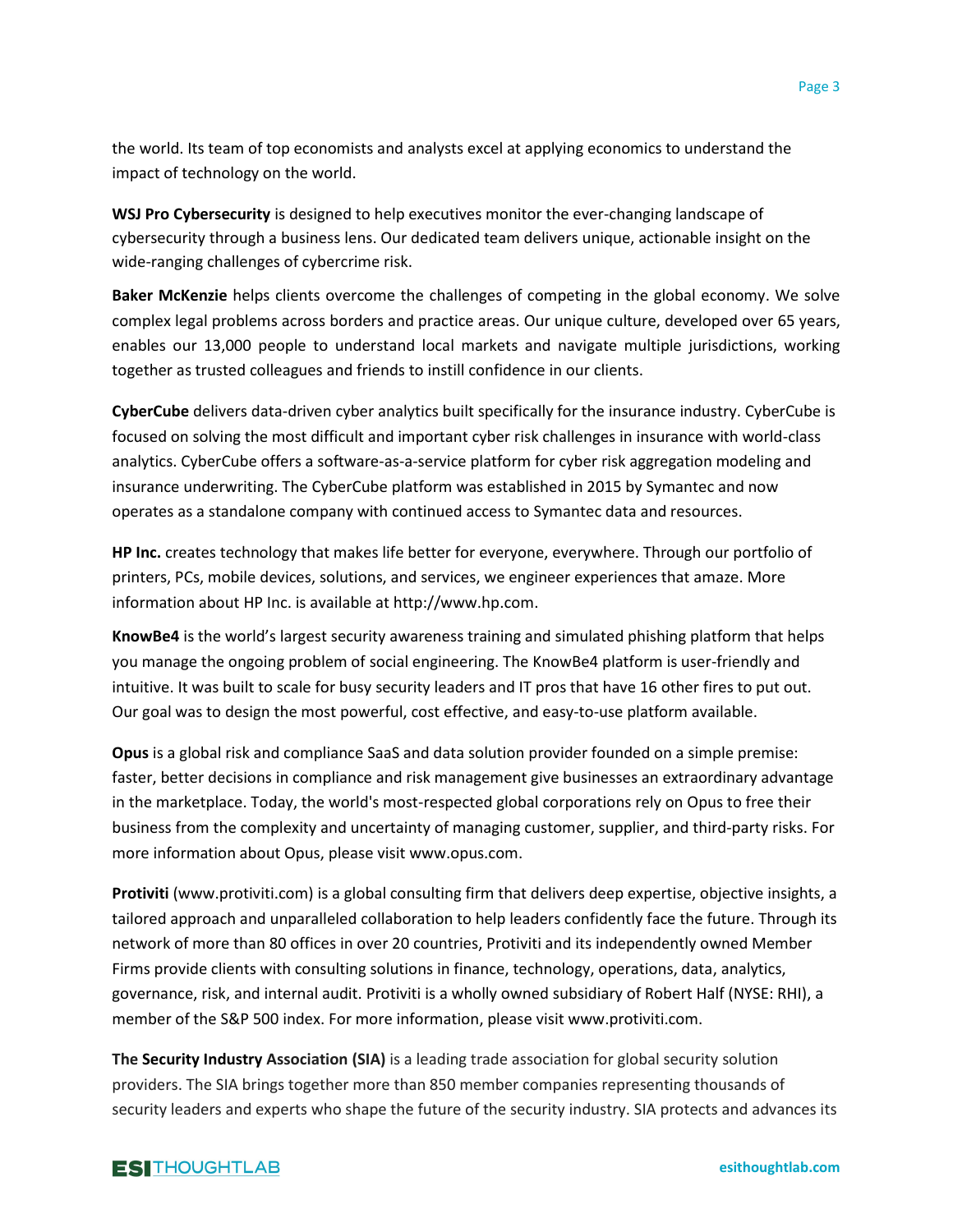the world. Its team of top economists and analysts excel at applying economics to understand the impact of technology on the world.

**WSJ Pro Cybersecurity** is designed to help executives monitor the ever-changing landscape of cybersecurity through a business lens. Our dedicated team delivers unique, actionable insight on the wide-ranging challenges of cybercrime risk.

**Baker McKenzie** helps clients overcome the challenges of competing in the global economy. We solve complex legal problems across borders and practice areas. Our unique culture, developed over 65 years, enables our 13,000 people to understand local markets and navigate multiple jurisdictions, working together as trusted colleagues and friends to instill confidence in our clients.

**CyberCube** delivers data-driven cyber analytics built specifically for the insurance industry. CyberCube is focused on solving the most difficult and important cyber risk challenges in insurance with world-class analytics. CyberCube offers a software-as-a-service platform for cyber risk aggregation modeling and insurance underwriting. The CyberCube platform was established in 2015 by Symantec and now operates as a standalone company with continued access to Symantec data and resources.

**HP Inc.** creates technology that makes life better for everyone, everywhere. Through our portfolio of printers, PCs, mobile devices, solutions, and services, we engineer experiences that amaze. More information about HP Inc. is available at http://www.hp.com.

**KnowBe4** is the world's largest security awareness training and simulated phishing platform that helps you manage the ongoing problem of social engineering. The KnowBe4 platform is user-friendly and intuitive. It was built to scale for busy security leaders and IT pros that have 16 other fires to put out. Our goal was to design the most powerful, cost effective, and easy-to-use platform available.

**Opus** is a global risk and compliance SaaS and data solution provider founded on a simple premise: faster, better decisions in compliance and risk management give businesses an extraordinary advantage in the marketplace. Today, the world's most-respected global corporations rely on Opus to free their business from the complexity and uncertainty of managing customer, supplier, and third-party risks. For more information about Opus, please visit www.opus.com.

**Protiviti** (www.protiviti.com) is a global consulting firm that delivers deep expertise, objective insights, a tailored approach and unparalleled collaboration to help leaders confidently face the future. Through its network of more than 80 offices in over 20 countries, Protiviti and its independently owned Member Firms provide clients with consulting solutions in finance, technology, operations, data, analytics, governance, risk, and internal audit. Protiviti is a wholly owned subsidiary of Robert Half (NYSE: RHI), a member of the S&P 500 index. For more information, please visit www.protiviti.com.

**The Security Industry Association (SIA)** is a leading trade association for global security solution providers. The SIA brings together more than 850 member companies representing thousands of security leaders and experts who shape the future of the security industry. SIA protects and advances its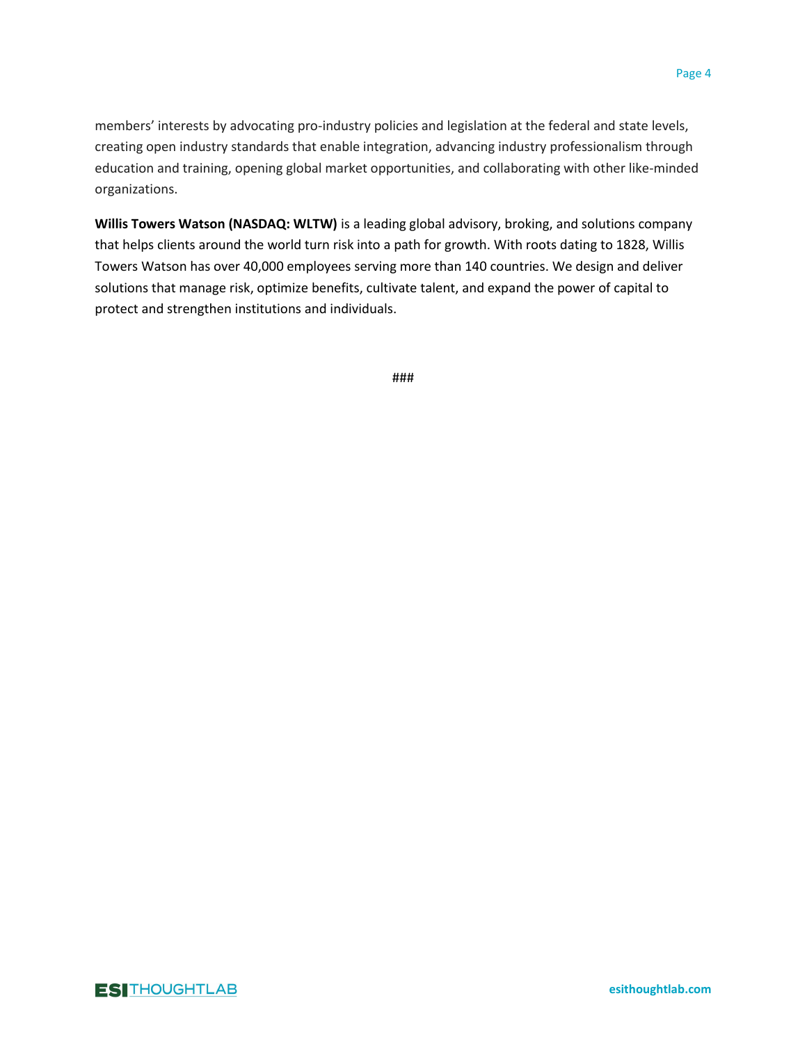members' interests by advocating pro-industry policies and legislation at the federal and state levels, creating open industry standards that enable integration, advancing industry professionalism through education and training, opening global market opportunities, and collaborating with other like-minded organizations.

**Willis Towers Watson (NASDAQ: WLTW)** is a leading global advisory, broking, and solutions company that helps clients around the world turn risk into a path for growth. With roots dating to 1828, Willis Towers Watson has over 40,000 employees serving more than 140 countries. We design and deliver solutions that manage risk, optimize benefits, cultivate talent, and expand the power of capital to protect and strengthen institutions and individuals.

###